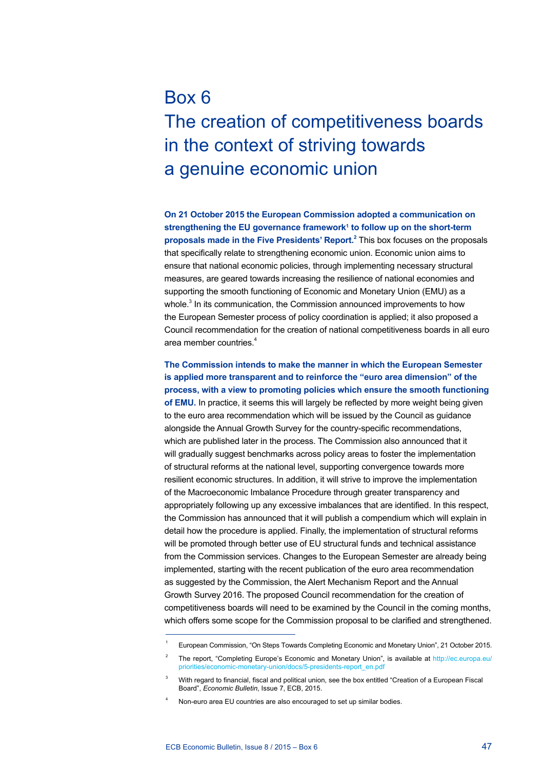# Box 6
# The creation of competitiveness boards in the context of striving towards a genuine economic union

**On 21 October 2015 the European Commission adopted a communication on strengthening the EU governance framework[1] to follow up on the short-term proposals made in the Five Presidents' Report.[2]** This box focuses on the proposals that specifically relate to strengthening economic union. Economic union aims to ensure that national economic policies, through implementing necessary structural measures, are geared towards increasing the resilience of national economies and supporting the smooth functioning of Economic and Monetary Union (EMU) as a whole.[3] In its communication, the Commission announced improvements to how the European Semester process of policy coordination is applied; it also proposed a Council recommendation for the creation of national competitiveness boards in all euro area member countries.[4]

**The Commission intends to make the manner in which the European Semester is applied more transparent and to reinforce the "euro area dimension" of the process, with a view to promoting policies which ensure the smooth functioning of EMU.** In practice, it seems this will largely be reflected by more weight being given to the euro area recommendation which will be issued by the Council as guidance alongside the Annual Growth Survey for the country-specific recommendations, which are published later in the process. The Commission also announced that it will gradually suggest benchmarks across policy areas to foster the implementation of structural reforms at the national level, supporting convergence towards more resilient economic structures. In addition, it will strive to improve the implementation of the Macroeconomic Imbalance Procedure through greater transparency and appropriately following up any excessive imbalances that are identified. In this respect, the Commission has announced that it will publish a compendium which will explain in detail how the procedure is applied. Finally, the implementation of structural reforms will be promoted through better use of EU structural funds and technical assistance from the Commission services. Changes to the European Semester are already being implemented, starting with the recent publication of the euro area recommendation as suggested by the Commission, the Alert Mechanism Report and the Annual Growth Survey 2016. The proposed Council recommendation for the creation of competitiveness boards will need to be examined by the Council in the coming months, which offers some scope for the Commission proposal to be clarified and strengthened.

---

[1] European Commission, "On Steps Towards Completing Economic and Monetary Union", 21 October 2015.

[2] The report, "Completing Europe's Economic and Monetary Union", is available at http://ec.europa.eu/priorities/economic-monetary-union/docs/5-presidents-report_en.pdf

[3] With regard to financial, fiscal and political union, see the box entitled "Creation of a European Fiscal Board", *Economic Bulletin*, Issue 7, ECB, 2015.

[4] Non-euro area EU countries are also encouraged to set up similar bodies.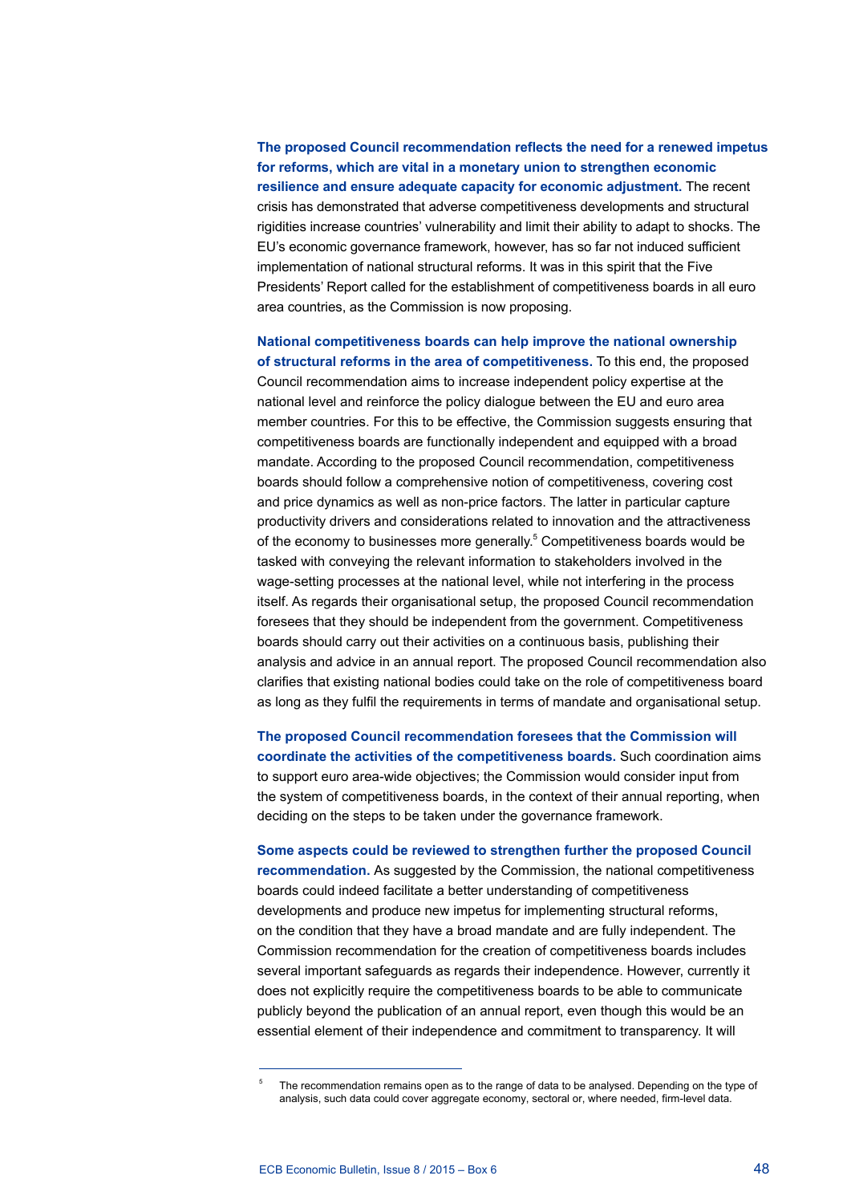**The proposed Council recommendation reflects the need for a renewed impetus for reforms, which are vital in a monetary union to strengthen economic resilience and ensure adequate capacity for economic adjustment.** The recent crisis has demonstrated that adverse competitiveness developments and structural rigidities increase countries' vulnerability and limit their ability to adapt to shocks. The EU's economic governance framework, however, has so far not induced sufficient implementation of national structural reforms. It was in this spirit that the Five Presidents' Report called for the establishment of competitiveness boards in all euro area countries, as the Commission is now proposing.

**National competitiveness boards can help improve the national ownership of structural reforms in the area of competitiveness.** To this end, the proposed Council recommendation aims to increase independent policy expertise at the national level and reinforce the policy dialogue between the EU and euro area member countries. For this to be effective, the Commission suggests ensuring that competitiveness boards are functionally independent and equipped with a broad mandate. According to the proposed Council recommendation, competitiveness boards should follow a comprehensive notion of competitiveness, covering cost and price dynamics as well as non-price factors. The latter in particular capture productivity drivers and considerations related to innovation and the attractiveness of the economy to businesses more generally.[5] Competitiveness boards would be tasked with conveying the relevant information to stakeholders involved in the wage-setting processes at the national level, while not interfering in the process itself. As regards their organisational setup, the proposed Council recommendation foresees that they should be independent from the government. Competitiveness boards should carry out their activities on a continuous basis, publishing their analysis and advice in an annual report. The proposed Council recommendation also clarifies that existing national bodies could take on the role of competitiveness board as long as they fulfil the requirements in terms of mandate and organisational setup.

**The proposed Council recommendation foresees that the Commission will coordinate the activities of the competitiveness boards.** Such coordination aims to support euro area-wide objectives; the Commission would consider input from the system of competitiveness boards, in the context of their annual reporting, when deciding on the steps to be taken under the governance framework.

**Some aspects could be reviewed to strengthen further the proposed Council recommendation.** As suggested by the Commission, the national competitiveness boards could indeed facilitate a better understanding of competitiveness developments and produce new impetus for implementing structural reforms, on the condition that they have a broad mandate and are fully independent. The Commission recommendation for the creation of competitiveness boards includes several important safeguards as regards their independence. However, currently it does not explicitly require the competitiveness boards to be able to communicate publicly beyond the publication of an annual report, even though this would be an essential element of their independence and commitment to transparency. It will

---

[5] The recommendation remains open as to the range of data to be analysed. Depending on the type of analysis, such data could cover aggregate economy, sectoral or, where needed, firm-level data.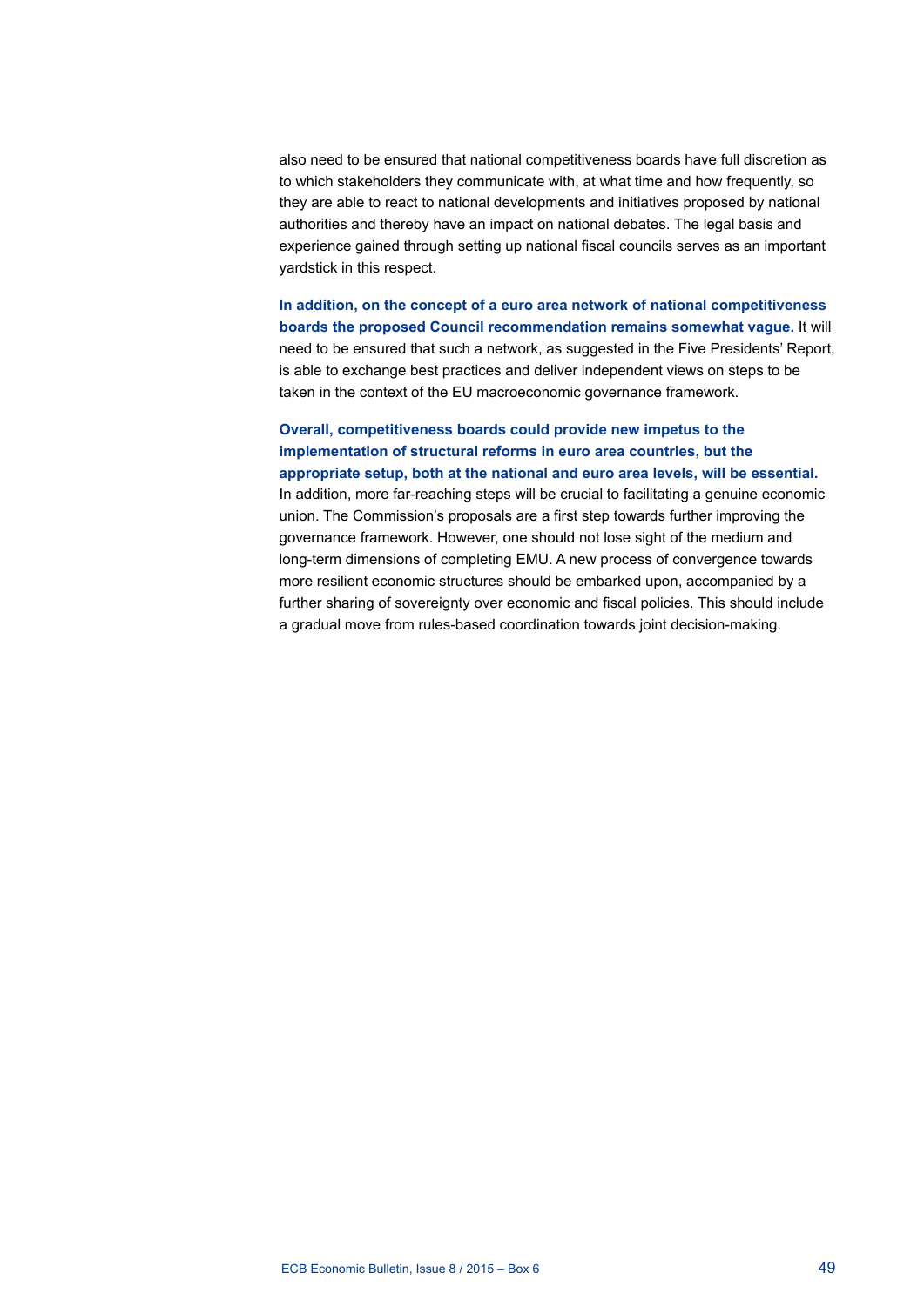also need to be ensured that national competitiveness boards have full discretion as to which stakeholders they communicate with, at what time and how frequently, so they are able to react to national developments and initiatives proposed by national authorities and thereby have an impact on national debates. The legal basis and experience gained through setting up national fiscal councils serves as an important yardstick in this respect.

**In addition, on the concept of a euro area network of national competitiveness boards the proposed Council recommendation remains somewhat vague.** It will need to be ensured that such a network, as suggested in the Five Presidents' Report, is able to exchange best practices and deliver independent views on steps to be taken in the context of the EU macroeconomic governance framework.

**Overall, competitiveness boards could provide new impetus to the implementation of structural reforms in euro area countries, but the appropriate setup, both at the national and euro area levels, will be essential.** In addition, more far-reaching steps will be crucial to facilitating a genuine economic union. The Commission's proposals are a first step towards further improving the governance framework. However, one should not lose sight of the medium and long-term dimensions of completing EMU. A new process of convergence towards more resilient economic structures should be embarked upon, accompanied by a further sharing of sovereignty over economic and fiscal policies. This should include a gradual move from rules-based coordination towards joint decision-making.